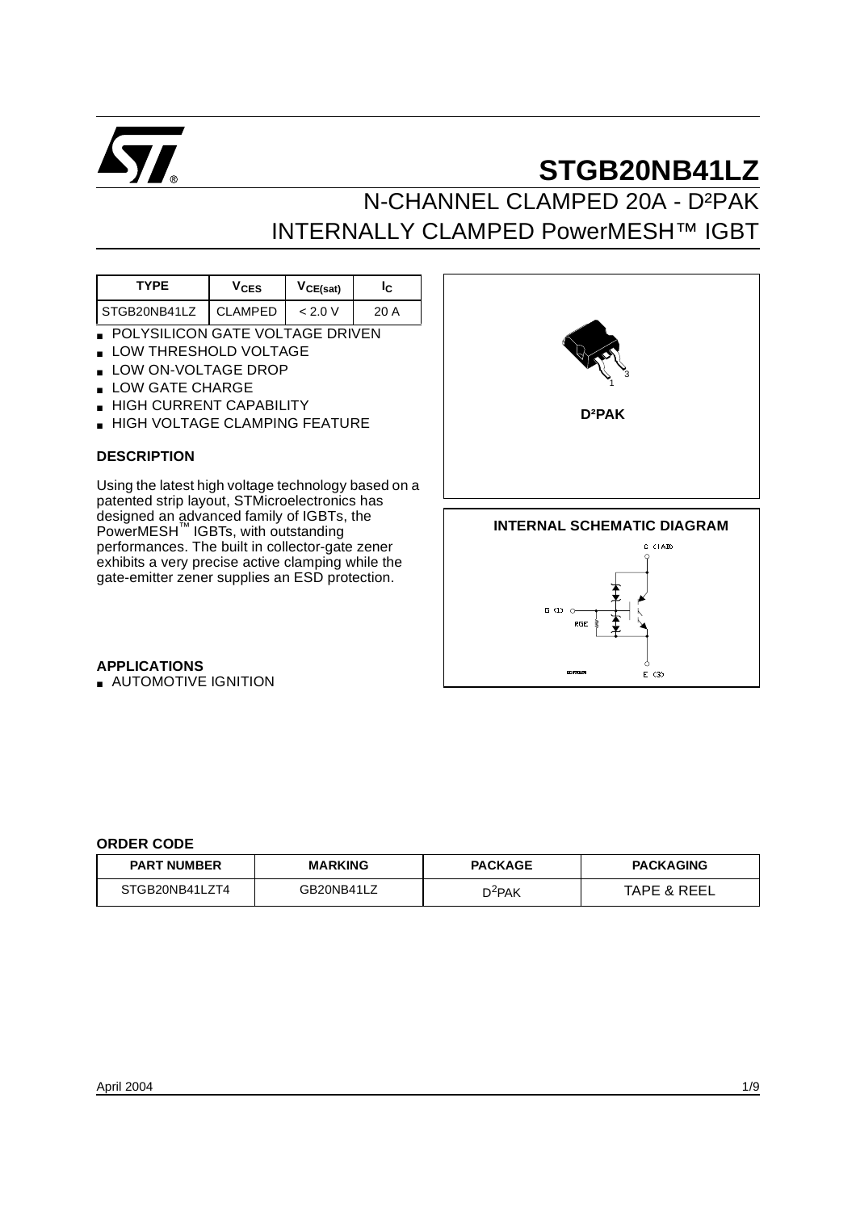# STGB20NB41LZ

## N-CHANNEL CLAMPED 20A - D²PAK INTERNALLY CLAMPED PowerMESH™ IGBT

| TYPE | $V_{CES}$ | $V_{CE(sat)}$ | $I_C$ |
|---|---|---|---|
| STGB20NB41LZ | CLAMPED | < 2.0 V | 20 A |

- POLYSILICON GATE VOLTAGE DRIVEN
- LOW THRESHOLD VOLTAGE
- LOW ON-VOLTAGE DROP
- LOW GATE CHARGE
- HIGH CURRENT CAPABILITY
- HIGH VOLTAGE CLAMPING FEATURE

D²PAK

### DESCRIPTION

Using the latest high voltage technology based on a patented strip layout, STMicroelectronics has designed an advanced family of IGBTs, the PowerMESH™ IGBTs, with outstanding performances. The built in collector-gate zener exhibits a very precise active clamping while the gate-emitter zener supplies an ESD protection.

### INTERNAL SCHEMATIC DIAGRAM

### APPLICATIONS

- AUTOMOTIVE IGNITION

### ORDER CODE

| PART NUMBER | MARKING | PACKAGE | PACKAGING |
|---|---|---|---|
| STGB20NB41LZT4 | GB20NB41LZ | D²PAK | TAPE & REEL |

April 2004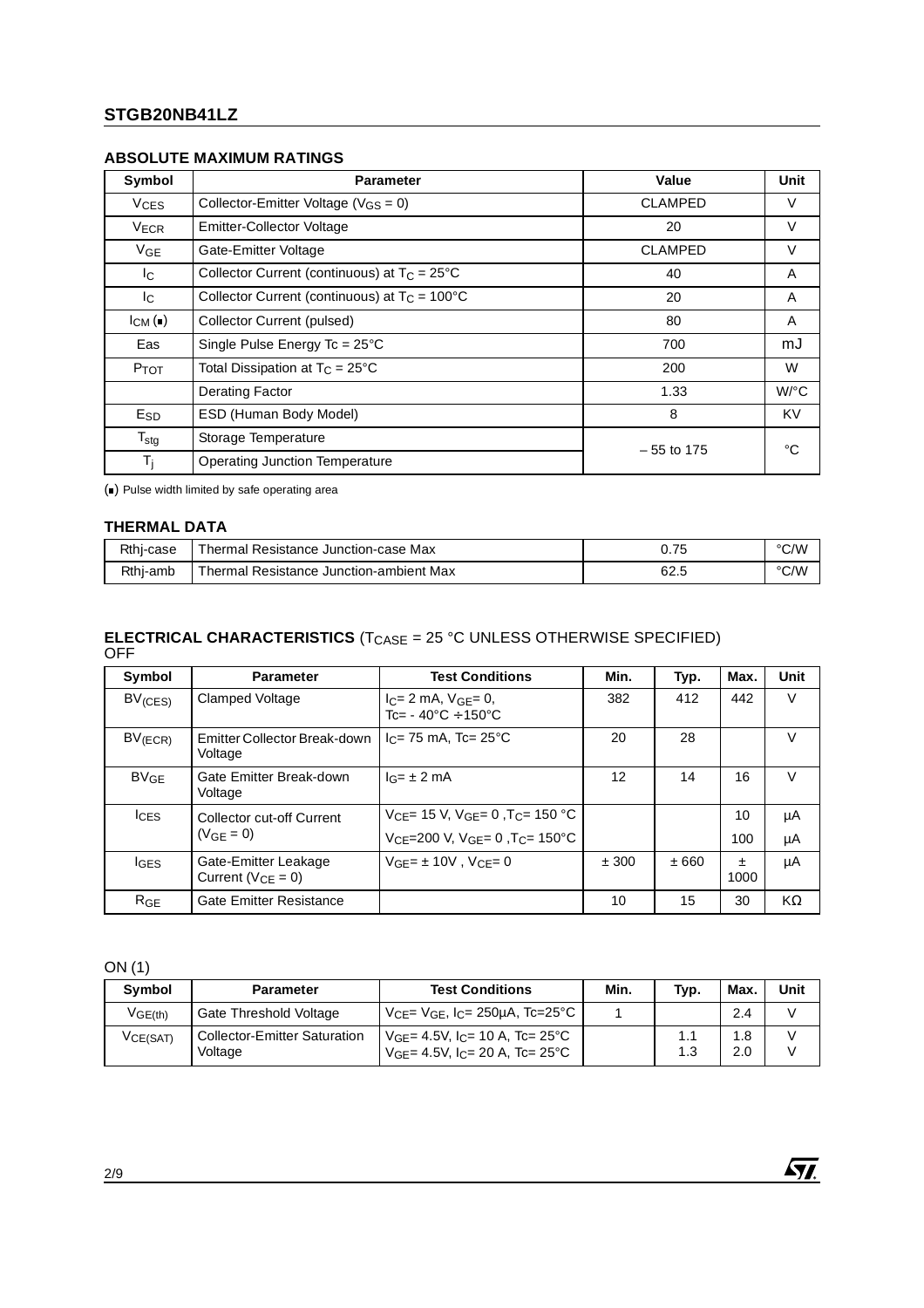## ABSOLUTE MAXIMUM RATINGS

| Symbol | Parameter | Value | Unit |
|---|---|---|---|
| $V_{CES}$ | Collector-Emitter Voltage ($V_{GS}$ = 0) | CLAMPED | V |
| $V_{ECR}$ | Emitter-Collector Voltage | 20 | V |
| $V_{GE}$ | Gate-Emitter Voltage | CLAMPED | V |
| $I_C$ | Collector Current (continuous) at $T_C$ = 25°C | 40 | A |
| $I_C$ | Collector Current (continuous) at $T_C$ = 100°C | 20 | A |
| $I_{CM}$ (■) | Collector Current (pulsed) | 80 | A |
| Eas | Single Pulse Energy Tc = 25°C | 700 | mJ |
| $P_{TOT}$ | Total Dissipation at $T_C$ = 25°C | 200 | W |
| | Derating Factor | 1.33 | W/°C |
| $E_{SD}$ | ESD (Human Body Model) | 8 | KV |
| $T_{stg}$ | Storage Temperature | – 55 to 175 | °C |
| $T_j$ | Operating Junction Temperature | | |

(■) Pulse width limited by safe operating area

## THERMAL DATA

| | | | |
|---|---|---|---|
| Rthj-case | Thermal Resistance Junction-case Max | 0.75 | °C/W |
| Rthj-amb | Thermal Resistance Junction-ambient Max | 62.5 | °C/W |

## ELECTRICAL CHARACTERISTICS ($T_{CASE}$ = 25 °C UNLESS OTHERWISE SPECIFIED)

OFF

| Symbol | Parameter | Test Conditions | Min. | Typ. | Max. | Unit |
|---|---|---|---|---|---|---|
| $BV_{(CES)}$ | Clamped Voltage | $I_C$= 2 mA, $V_{GE}$= 0, Tc= - 40°C ÷150°C | 382 | 412 | 442 | V |
| $BV_{(ECR)}$ | Emitter Collector Break-down Voltage | $I_C$= 75 mA, Tc= 25°C | 20 | 28 | | V |
| $BV_{GE}$ | Gate Emitter Break-down Voltage | $I_G$= ± 2 mA | 12 | 14 | 16 | V |
| $I_{CES}$ | Collector cut-off Current ($V_{GE}$ = 0) | $V_{CE}$= 15 V, $V_{GE}$= 0 ,$T_C$= 150 °C | | | 10 | μA |
| | | $V_{CE}$=200 V, $V_{GE}$= 0 ,$T_C$= 150°C | | | 100 | μA |
| $I_{GES}$ | Gate-Emitter Leakage Current ($V_{CE}$ = 0) | $V_{GE}$= ± 10V , $V_{CE}$= 0 | ± 300 | ± 660 | ± 1000 | μA |
| $R_{GE}$ | Gate Emitter Resistance | | 10 | 15 | 30 | KΩ |

ON (1)

| Symbol | Parameter | Test Conditions | Min. | Typ. | Max. | Unit |
|---|---|---|---|---|---|---|
| $V_{GE(th)}$ | Gate Threshold Voltage | $V_{CE}$= $V_{GE}$, $I_C$= 250μA, Tc=25°C | 1 | | 2.4 | V |
| $V_{CE(SAT)}$ | Collector-Emitter Saturation Voltage | $V_{GE}$= 4.5V, $I_C$= 10 A, Tc= 25°C<br>$V_{GE}$= 4.5V, $I_C$= 20 A, Tc= 25°C | | 1.1<br>1.3 | 1.8<br>2.0 | V<br>V |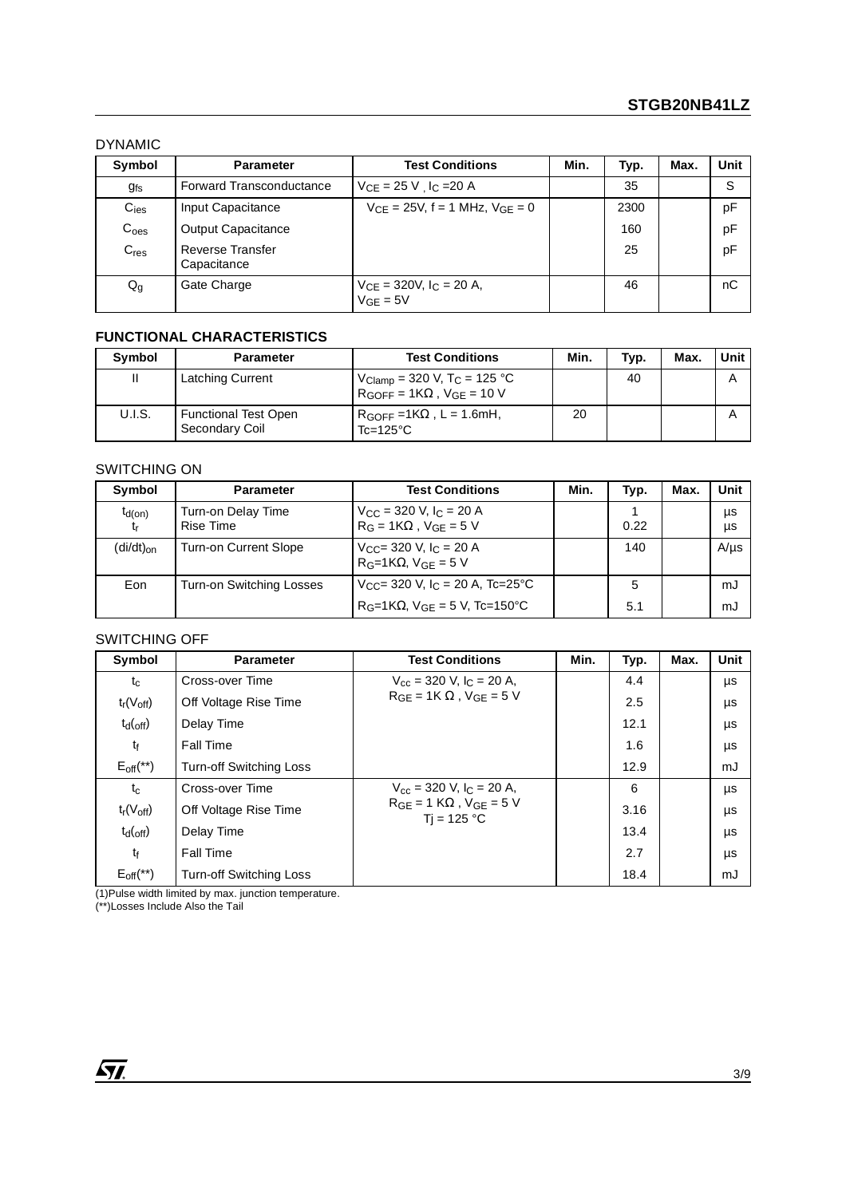### DYNAMIC

| Symbol | Parameter | Test Conditions | Min. | Typ. | Max. | Unit |
|---|---|---|---|---|---|---|
| $g_{fs}$ | Forward Transconductance | $V_{CE}$ = 25 V , $I_C$ =20 A | | 35 | | S |
| $C_{ies}$ | Input Capacitance | $V_{CE}$ = 25V, f = 1 MHz, $V_{GE}$ = 0 | | 2300 | | pF |
| $C_{oes}$ | Output Capacitance | | | 160 | | pF |
| $C_{res}$ | Reverse Transfer Capacitance | | | 25 | | pF |
| $Q_g$ | Gate Charge | $V_{CE}$ = 320V, $I_C$ = 20 A, $V_{GE}$ = 5V | | 46 | | nC |

### FUNCTIONAL CHARACTERISTICS

| Symbol | Parameter | Test Conditions | Min. | Typ. | Max. | Unit |
|---|---|---|---|---|---|---|
| Il | Latching Current | $V_{Clamp}$ = 320 V, $T_C$ = 125 °C $R_{GOFF}$ = 1KΩ , $V_{GE}$ = 10 V | | 40 | | A |
| U.I.S. | Functional Test Open Secondary Coil | $R_{GOFF}$ =1KΩ , L = 1.6mH, Tc=125°C | 20 | | | A |

### SWITCHING ON

| Symbol | Parameter | Test Conditions | Min. | Typ. | Max. | Unit |
|---|---|---|---|---|---|---|
| $t_{d(on)}$<br>$t_r$ | Turn-on Delay Time<br>Rise Time | $V_{CC}$ = 320 V, $I_C$ = 20 A $R_G$ = 1KΩ , $V_{GE}$ = 5 V | | 1<br>0.22 | | μs<br>μs |
| $(di/dt)_{on}$ | Turn-on Current Slope | $V_{CC}$= 320 V, $I_C$ = 20 A $R_G$=1KΩ, $V_{GE}$ = 5 V | | 140 | | A/μs |
| Eon | Turn-on Switching Losses | $V_{CC}$= 320 V, $I_C$ = 20 A, Tc=25°C | | 5 | | mJ |
| | | $R_G$=1KΩ, $V_{GE}$ = 5 V, Tc=150°C | | 5.1 | | mJ |

### SWITCHING OFF

| Symbol | Parameter | Test Conditions | Min. | Typ. | Max. | Unit |
|---|---|---|---|---|---|---|
| $t_c$ | Cross-over Time | $V_{cc}$ = 320 V, $I_C$ = 20 A, $R_{GE}$ = 1K Ω , $V_{GE}$ = 5 V | | 4.4 | | μs |
| $t_r(V_{off})$ | Off Voltage Rise Time | | | 2.5 | | μs |
| $t_d(_{off})$ | Delay Time | | | 12.1 | | μs |
| $t_f$ | Fall Time | | | 1.6 | | μs |
| $E_{off}$(**) | Turn-off Switching Loss | | | 12.9 | | mJ |
| $t_c$ | Cross-over Time | $V_{cc}$ = 320 V, $I_C$ = 20 A, $R_{GE}$ = 1 KΩ , $V_{GE}$ = 5 V Tj = 125 °C | | 6 | | μs |
| $t_r(V_{off})$ | Off Voltage Rise Time | | | 3.16 | | μs |
| $t_d(_{off})$ | Delay Time | | | 13.4 | | μs |
| $t_f$ | Fall Time | | | 2.7 | | μs |
| $E_{off}$(**) | Turn-off Switching Loss | | | 18.4 | | mJ |

(1)Pulse width limited by max. junction temperature.
(**)Losses Include Also the Tail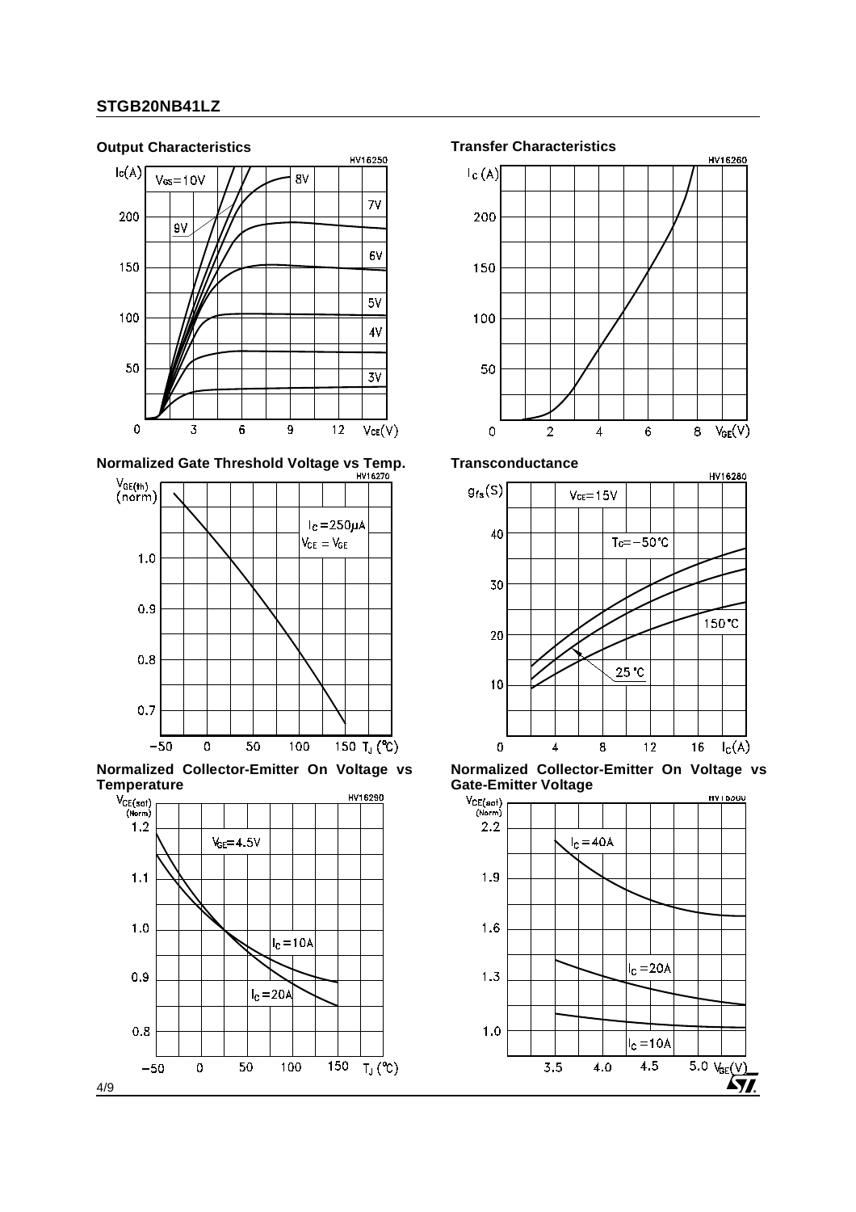### Output Characteristics

### Transfer Characteristics

### Normalized Gate Threshold Voltage vs Temp.

### Transconductance

### Normalized Collector-Emitter On Voltage vs Temperature

### Normalized Collector-Emitter On Voltage vs Gate-Emitter Voltage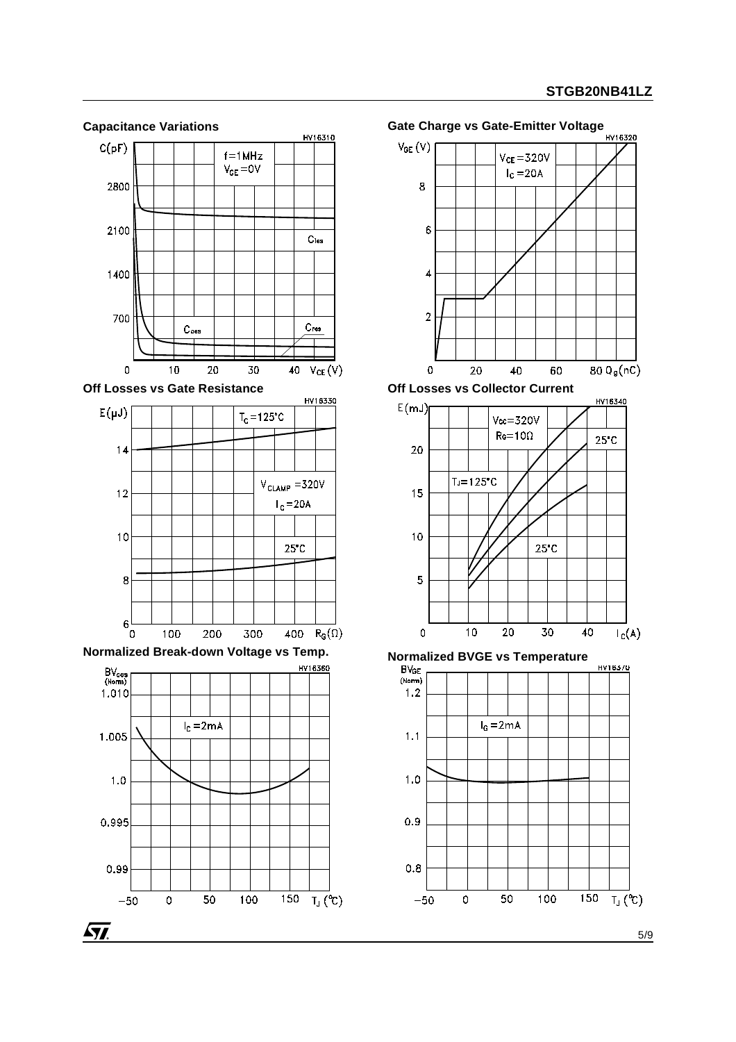### Capacitance Variations

HV16310

$f = 1MHz$
$V_{GE} = 0V$

### Gate Charge vs Gate-Emitter Voltage

HV16320

$V_{CE} = 320V$
$I_C = 20A$

### Off Losses vs Gate Resistance

HV16330

$T_C = 125°C$

$V_{CLAMP} = 320V$
$I_C = 20A$

25°C

### Off Losses vs Collector Current

HV16340

$V_{CC} = 320V$
$R_G = 10\Omega$

$T_J = 125°C$

25°C

### Normalized Break-down Voltage vs Temp.

HV16360

$I_C = 2mA$

### Normalized BVGE vs Temperature

HV16370

$I_G = 2mA$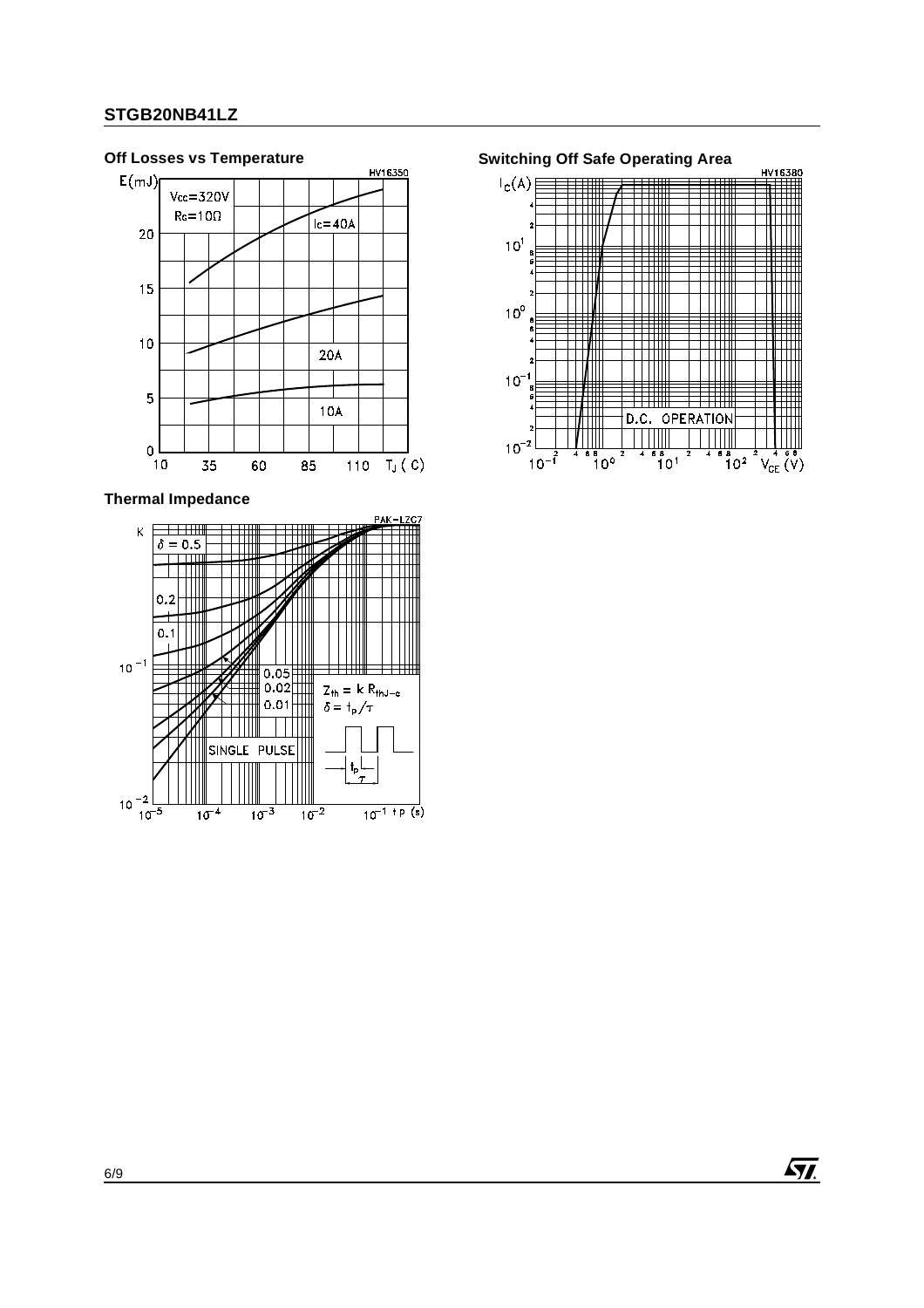### Off Losses vs Temperature

### Switching Off Safe Operating Area

### Thermal Impedance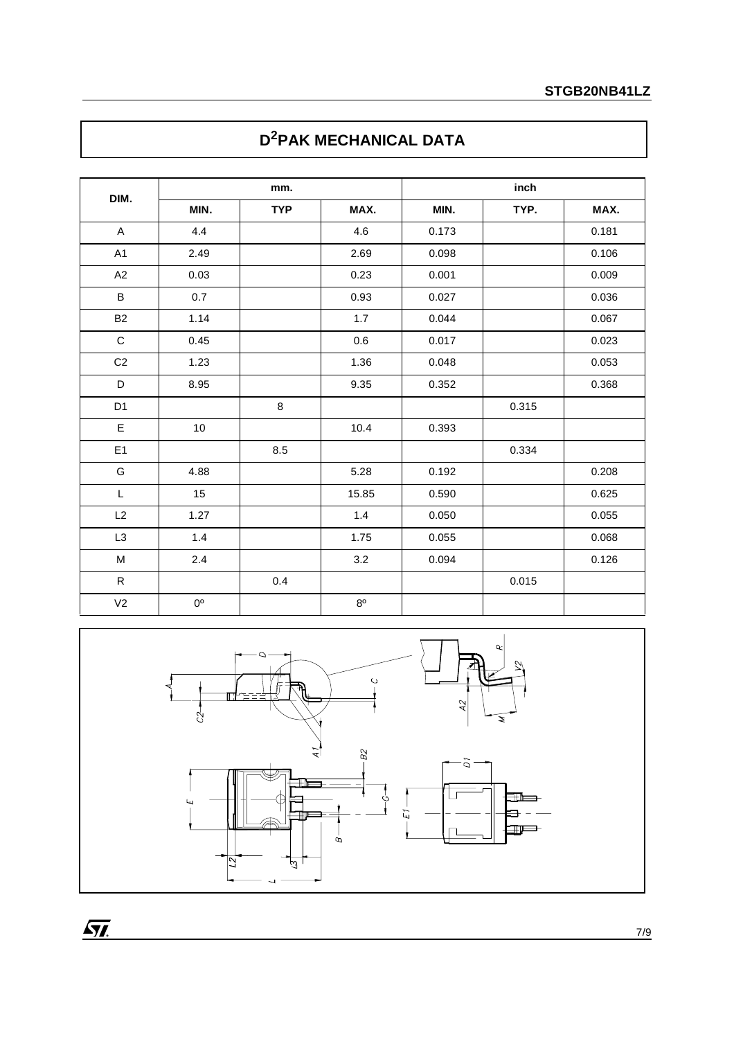## D²PAK MECHANICAL DATA

| DIM. | mm. | | | inch | | |
|---|---|---|---|---|---|---|
| | MIN. | TYP | MAX. | MIN. | TYP. | MAX. |
| A | 4.4 | | 4.6 | 0.173 | | 0.181 |
| A1 | 2.49 | | 2.69 | 0.098 | | 0.106 |
| A2 | 0.03 | | 0.23 | 0.001 | | 0.009 |
| B | 0.7 | | 0.93 | 0.027 | | 0.036 |
| B2 | 1.14 | | 1.7 | 0.044 | | 0.067 |
| C | 0.45 | | 0.6 | 0.017 | | 0.023 |
| C2 | 1.23 | | 1.36 | 0.048 | | 0.053 |
| D | 8.95 | | 9.35 | 0.352 | | 0.368 |
| D1 | | 8 | | | 0.315 | |
| E | 10 | | 10.4 | 0.393 | | |
| E1 | | 8.5 | | | 0.334 | |
| G | 4.88 | | 5.28 | 0.192 | | 0.208 |
| L | 15 | | 15.85 | 0.590 | | 0.625 |
| L2 | 1.27 | | 1.4 | 0.050 | | 0.055 |
| L3 | 1.4 | | 1.75 | 0.055 | | 0.068 |
| M | 2.4 | | 3.2 | 0.094 | | 0.126 |
| R | | 0.4 | | | 0.015 | |
| V2 | 0º | | 8º | | | |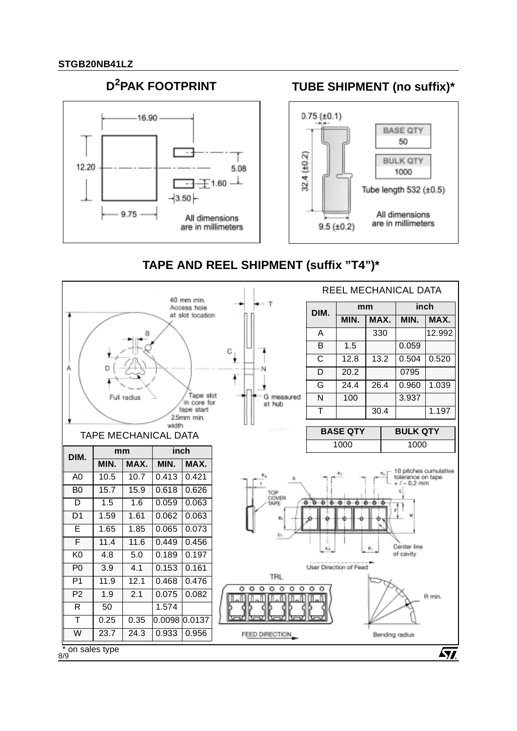## D²PAK FOOTPRINT

16.90

12.20

5.08

1.60

3.50

9.75

All dimensions are in millimeters

## TUBE SHIPMENT (no suffix)*

0.75 (±0.1)

32.4 (±0.2)

9.5 (±0.2)

| BASE QTY |
|---|
| 50 |

| BULK QTY |
|---|
| 1000 |

Tube length 532 (±0.5)

All dimensions are in millimeters

## TAPE AND REEL SHIPMENT (suffix "T4")*

40 mm min. Access hole at slot location

Full radius

Tape slot in core for tape start 2.5mm min. width

G measured at hub

### REEL MECHANICAL DATA

| DIM. | mm | | inch | |
|---|---|---|---|---|
| | MIN. | MAX. | MIN. | MAX. |
| A | | 330 | | 12.992 |
| B | 1.5 | | 0.059 | |
| C | 12.8 | 13.2 | 0.504 | 0.520 |
| D | 20.2 | | 0795 | |
| G | 24.4 | 26.4 | 0.960 | 1.039 |
| N | 100 | | 3.937 | |
| T | | 30.4 | | 1.197 |

| BASE QTY | BULK QTY |
|---|---|
| 1000 | 1000 |

### TAPE MECHANICAL DATA

| DIM. | mm | | inch | |
|---|---|---|---|---|
| | MIN. | MAX. | MIN. | MAX. |
| A0 | 10.5 | 10.7 | 0.413 | 0.421 |
| B0 | 15.7 | 15.9 | 0.618 | 0.626 |
| D | 1.5 | 1.6 | 0.059 | 0.063 |
| D1 | 1.59 | 1.61 | 0.062 | 0.063 |
| E | 1.65 | 1.85 | 0.065 | 0.073 |
| F | 11.4 | 11.6 | 0.449 | 0.456 |
| K0 | 4.8 | 5.0 | 0.189 | 0.197 |
| P0 | 3.9 | 4.1 | 0.153 | 0.161 |
| P1 | 11.9 | 12.1 | 0.468 | 0.476 |
| P2 | 1.9 | 2.1 | 0.075 | 0.082 |
| R | 50 | | 1.574 | |
| T | 0.25 | 0.35 | 0.0098 | 0.0137 |
| W | 23.7 | 24.3 | 0.933 | 0.956 |

TOP COVER TAPE

10 pitches cumulative tolerance on tape +/- 0.2 mm

Center line of cavity

User Direction of Feed

TRL

FEED DIRECTION

R min.

Bending radius

* on sales type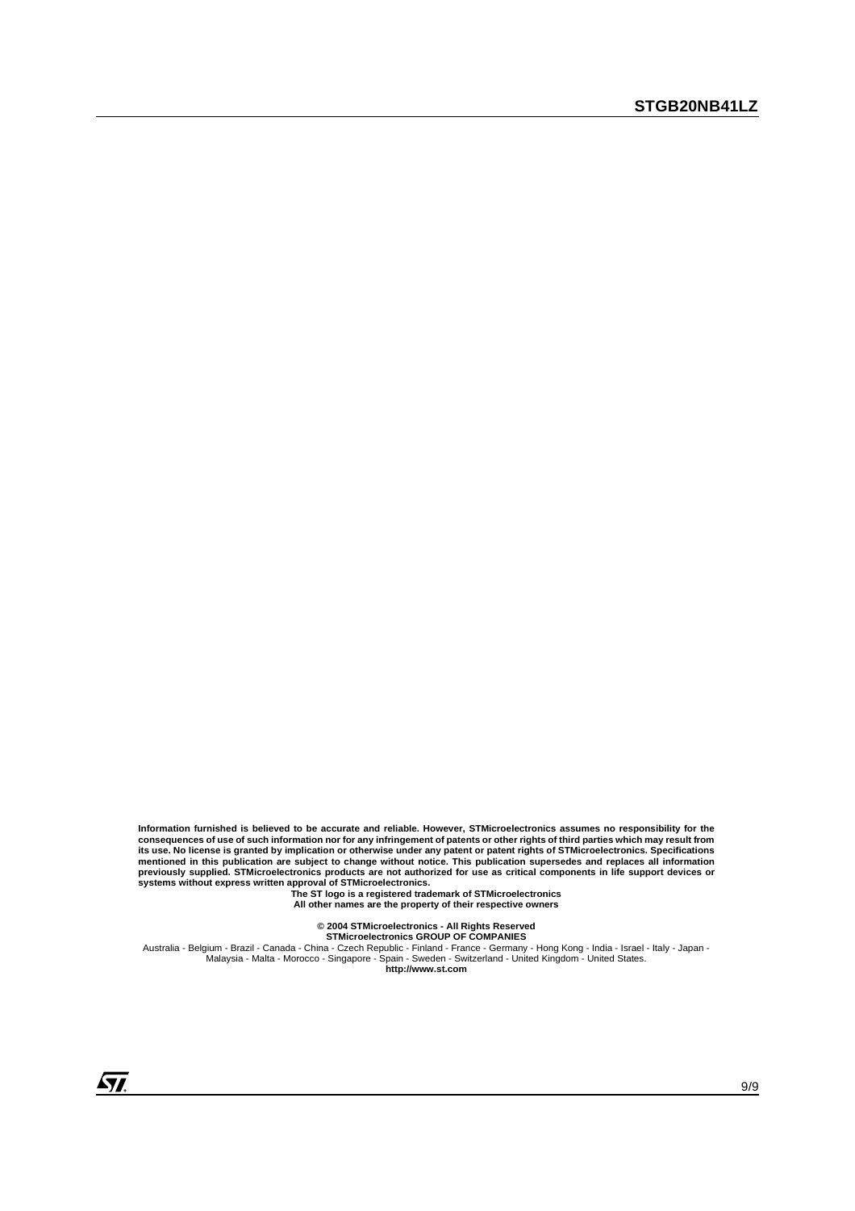**Information furnished is believed to be accurate and reliable. However, STMicroelectronics assumes no responsibility for the consequences of use of such information nor for any infringement of patents or other rights of third parties which may result from its use. No license is granted by implication or otherwise under any patent or patent rights of STMicroelectronics. Specifications mentioned in this publication are subject to change without notice. This publication supersedes and replaces all information previously supplied. STMicroelectronics products are not authorized for use as critical components in life support devices or systems without express written approval of STMicroelectronics.**

**The ST logo is a registered trademark of STMicroelectronics**
**All other names are the property of their respective owners**

**© 2004 STMicroelectronics - All Rights Reserved**
**STMicroelectronics GROUP OF COMPANIES**

Australia - Belgium - Brazil - Canada - China - Czech Republic - Finland - France - Germany - Hong Kong - India - Israel - Italy - Japan - Malaysia - Malta - Morocco - Singapore - Spain - Sweden - Switzerland - United Kingdom - United States.

**http://www.st.com**